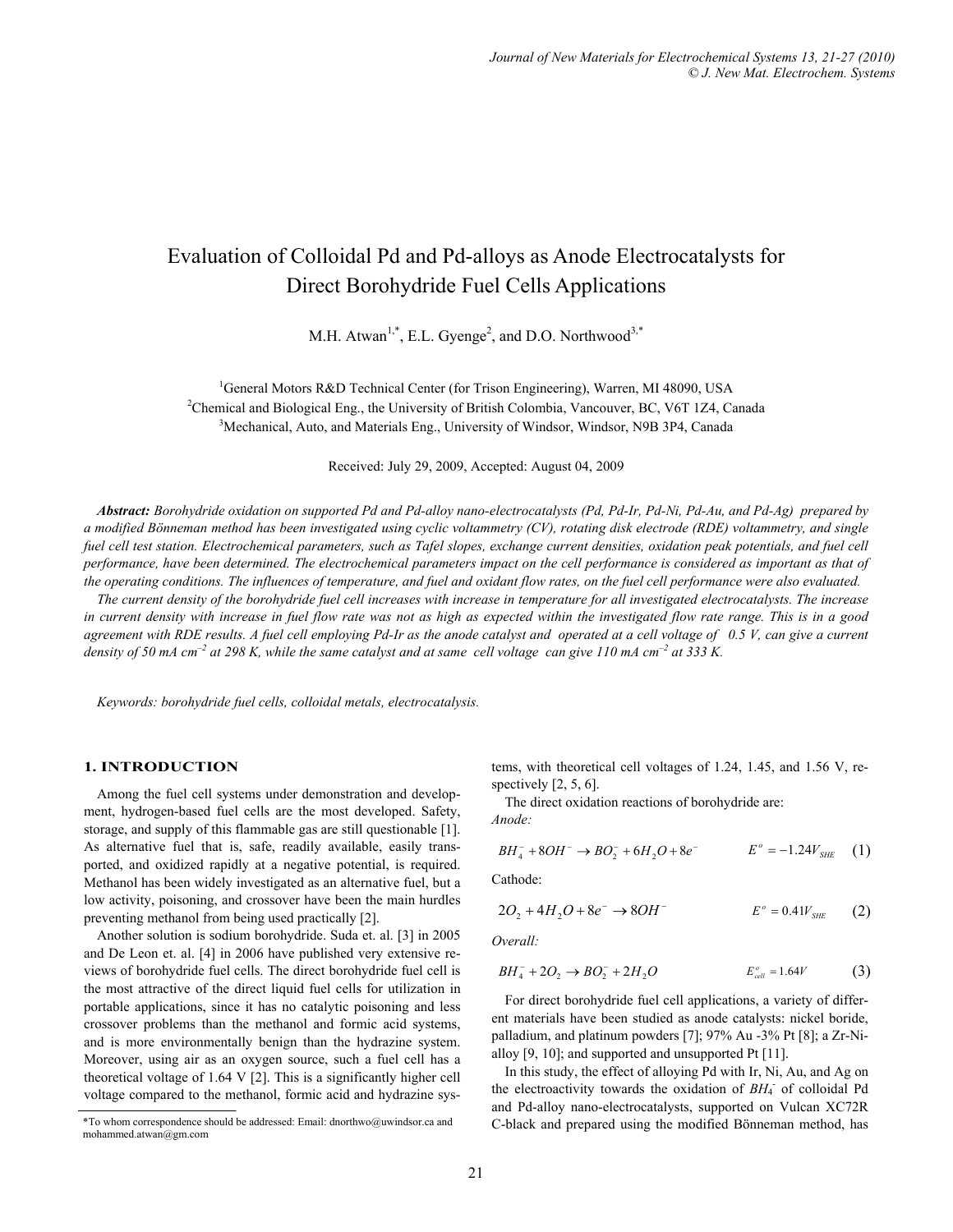# Evaluation of Colloidal Pd and Pd-alloys as Anode Electrocatalysts for Direct Borohydride Fuel Cells Applications

M.H. Atwan[1,*], E.L. Gyenge[2], and D.O. Northwood[3,*]

[1]General Motors R&D Technical Center (for Trison Engineering), Warren, MI 48090, USA
[2]Chemical and Biological Eng., the University of British Colombia, Vancouver, BC, V6T 1Z4, Canada
[3]Mechanical, Auto, and Materials Eng., University of Windsor, Windsor, N9B 3P4, Canada

Received: July 29, 2009, Accepted: August 04, 2009

***Abstract:*** *Borohydride oxidation on supported Pd and Pd-alloy nano-electrocatalysts (Pd, Pd-Ir, Pd-Ni, Pd-Au, and Pd-Ag) prepared by a modified Bönneman method has been investigated using cyclic voltammetry (CV), rotating disk electrode (RDE) voltammetry, and single fuel cell test station. Electrochemical parameters, such as Tafel slopes, exchange current densities, oxidation peak potentials, and fuel cell performance, have been determined. The electrochemical parameters impact on the cell performance is considered as important as that of the operating conditions. The influences of temperature, and fuel and oxidant flow rates, on the fuel cell performance were also evaluated.*

*The current density of the borohydride fuel cell increases with increase in temperature for all investigated electrocatalysts. The increase in current density with increase in fuel flow rate was not as high as expected within the investigated flow rate range. This is in a good agreement with RDE results. A fuel cell employing Pd-Ir as the anode catalyst and operated at a cell voltage of 0.5 V, can give a current density of 50 mA cm$^{-2}$ at 298 K, while the same catalyst and at same cell voltage can give 110 mA cm$^{-2}$ at 333 K.*

*Keywords: borohydride fuel cells, colloidal metals, electrocatalysis.*

## 1. INTRODUCTION

Among the fuel cell systems under demonstration and development, hydrogen-based fuel cells are the most developed. Safety, storage, and supply of this flammable gas are still questionable [1]. As alternative fuel that is, safe, readily available, easily transported, and oxidized rapidly at a negative potential, is required. Methanol has been widely investigated as an alternative fuel, but a low activity, poisoning, and crossover have been the main hurdles preventing methanol from being used practically [2].

Another solution is sodium borohydride. Suda et. al. [3] in 2005 and De Leon et. al. [4] in 2006 have published very extensive reviews of borohydride fuel cells. The direct borohydride fuel cell is the most attractive of the direct liquid fuel cells for utilization in portable applications, since it has no catalytic poisoning and less crossover problems than the methanol and formic acid systems, and is more environmentally benign than the hydrazine system. Moreover, using air as an oxygen source, such a fuel cell has a theoretical voltage of 1.64 V [2]. This is a significantly higher cell voltage compared to the methanol, formic acid and hydrazine systems, with theoretical cell voltages of 1.24, 1.45, and 1.56 V, respectively [2, 5, 6].

The direct oxidation reactions of borohydride are:

*Anode:*

$$BH_4^- + 8OH^- \rightarrow BO_2^- + 6H_2O + 8e^- \qquad E^o = -1.24V_{SHE} \qquad (1)$$

Cathode:

$$2O_2 + 4H_2O + 8e^- \rightarrow 8OH^- \qquad E^o = 0.41V_{SHE} \qquad (2)$$

*Overall:*

$$BH_4^- + 2O_2 \rightarrow BO_2^- + 2H_2O \qquad E^o_{cell} = 1.64V \qquad (3)$$

For direct borohydride fuel cell applications, a variety of different materials have been studied as anode catalysts: nickel boride, palladium, and platinum powders [7]; 97% Au -3% Pt [8]; a Zr-Ni-alloy [9, 10]; and supported and unsupported Pt [11].

In this study, the effect of alloying Pd with Ir, Ni, Au, and Ag on the electroactivity towards the oxidation of $BH_4^-$ of colloidal Pd and Pd-alloy nano-electrocatalysts, supported on Vulcan XC72R C-black and prepared using the modified Bönneman method, has

*To whom correspondence should be addressed: Email: dnorthwo@uwindsor.ca and mohammed.atwan@gm.com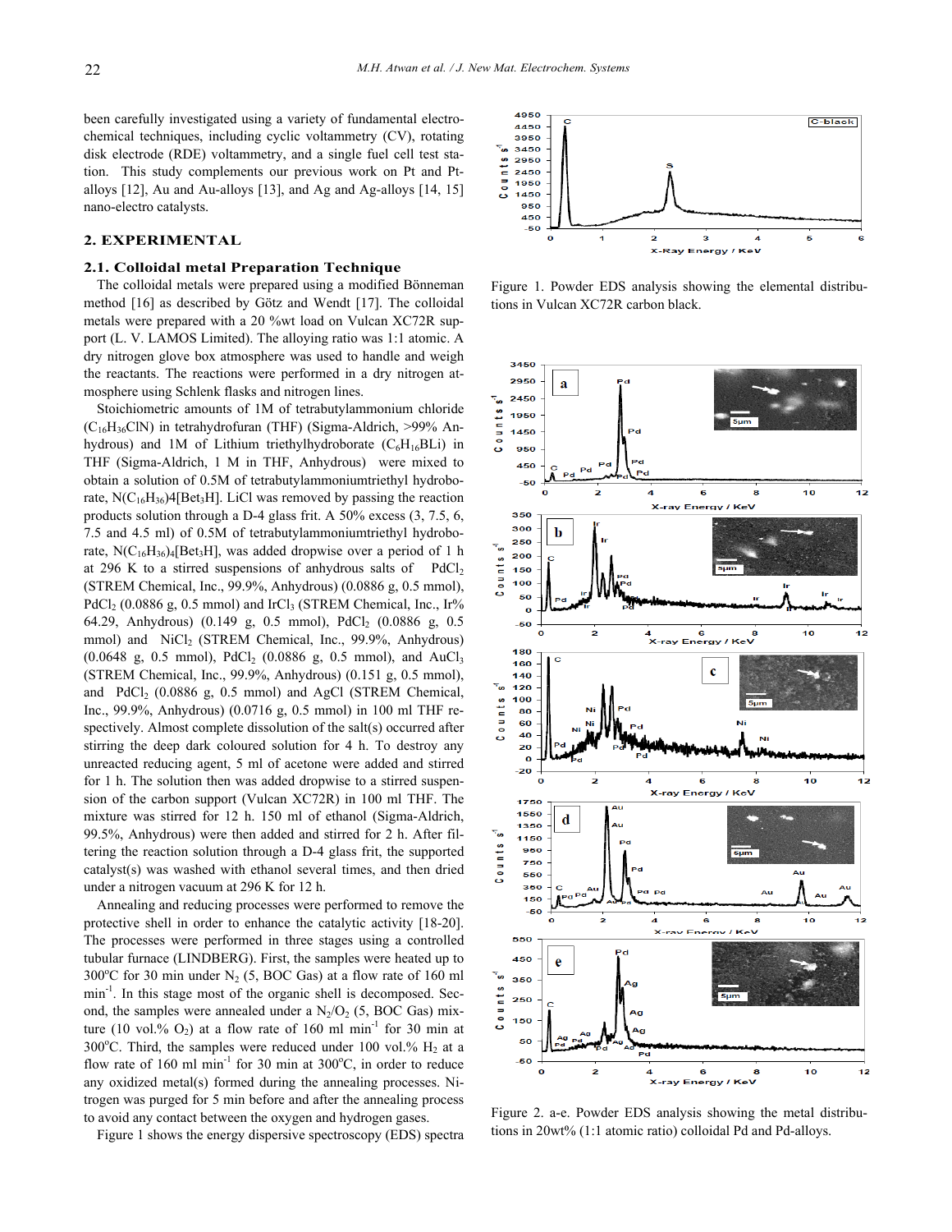been carefully investigated using a variety of fundamental electrochemical techniques, including cyclic voltammetry (CV), rotating disk electrode (RDE) voltammetry, and a single fuel cell test station. This study complements our previous work on Pt and Pt-alloys [12], Au and Au-alloys [13], and Ag and Ag-alloys [14, 15] nano-electro catalysts.

## 2. EXPERIMENTAL

### 2.1. Colloidal metal Preparation Technique

The colloidal metals were prepared using a modified Bönneman method [16] as described by Götz and Wendt [17]. The colloidal metals were prepared with a 20 %wt load on Vulcan XC72R support (L. V. LAMOS Limited). The alloying ratio was 1:1 atomic. A dry nitrogen glove box atmosphere was used to handle and weigh the reactants. The reactions were performed in a dry nitrogen atmosphere using Schlenk flasks and nitrogen lines.

Stoichiometric amounts of 1M of tetrabutylammonium chloride ($C_{16}H_{36}ClN$) in tetrahydrofuran (THF) (Sigma-Aldrich, >99% Anhydrous) and 1M of Lithium triethylhydroborate ($C_6H_{16}BLi$) in THF (Sigma-Aldrich, 1 M in THF, Anhydrous) were mixed to obtain a solution of 0.5M of tetrabutylammoniumtriethyl hydroborate, $N(C_{16}H_{36})4[Bet_3H]$. LiCl was removed by passing the reaction products solution through a D-4 glass frit. A 50% excess (3, 7.5, 6, 7.5 and 4.5 ml) of 0.5M of tetrabutylammoniumtriethyl hydroborate, $N(C_{16}H_{36})_4[Bet_3H]$, was added dropwise over a period of 1 h at 296 K to a stirred suspensions of anhydrous salts of $PdCl_2$ (STREM Chemical, Inc., 99.9%, Anhydrous) (0.0886 g, 0.5 mmol), $PdCl_2$ (0.0886 g, 0.5 mmol) and $IrCl_3$ (STREM Chemical, Inc., Ir% 64.29, Anhydrous) (0.149 g, 0.5 mmol), $PdCl_2$ (0.0886 g, 0.5 mmol) and $NiCl_2$ (STREM Chemical, Inc., 99.9%, Anhydrous) (0.0648 g, 0.5 mmol), $PdCl_2$ (0.0886 g, 0.5 mmol), and $AuCl_3$ (STREM Chemical, Inc., 99.9%, Anhydrous) (0.151 g, 0.5 mmol), and $PdCl_2$ (0.0886 g, 0.5 mmol) and AgCl (STREM Chemical, Inc., 99.9%, Anhydrous) (0.0716 g, 0.5 mmol) in 100 ml THF respectively. Almost complete dissolution of the salt(s) occurred after stirring the deep dark coloured solution for 4 h. To destroy any unreacted reducing agent, 5 ml of acetone were added and stirred for 1 h. The solution then was added dropwise to a stirred suspension of the carbon support (Vulcan XC72R) in 100 ml THF. The mixture was stirred for 12 h. 150 ml of ethanol (Sigma-Aldrich, 99.5%, Anhydrous) were then added and stirred for 2 h. After filtering the reaction solution through a D-4 glass frit, the supported catalyst(s) was washed with ethanol several times, and then dried under a nitrogen vacuum at 296 K for 12 h.

Annealing and reducing processes were performed to remove the protective shell in order to enhance the catalytic activity [18-20]. The processes were performed in three stages using a controlled tubular furnace (LINDBERG). First, the samples were heated up to 300°C for 30 min under $N_2$ (5, BOC Gas) at a flow rate of 160 ml $min^{-1}$. In this stage most of the organic shell is decomposed. Second, the samples were annealed under a $N_2/O_2$ (5, BOC Gas) mixture (10 vol.% $O_2$) at a flow rate of 160 ml $min^{-1}$ for 30 min at 300°C. Third, the samples were reduced under 100 vol.% $H_2$ at a flow rate of 160 ml $min^{-1}$ for 30 min at 300°C, in order to reduce any oxidized metal(s) formed during the annealing processes. Nitrogen was purged for 5 min before and after the annealing process to avoid any contact between the oxygen and hydrogen gases.

Figure 1 shows the energy dispersive spectroscopy (EDS) spectra

Figure 1. Powder EDS analysis showing the elemental distributions in Vulcan XC72R carbon black.

Figure 2. a-e. Powder EDS analysis showing the metal distributions in 20wt% (1:1 atomic ratio) colloidal Pd and Pd-alloys.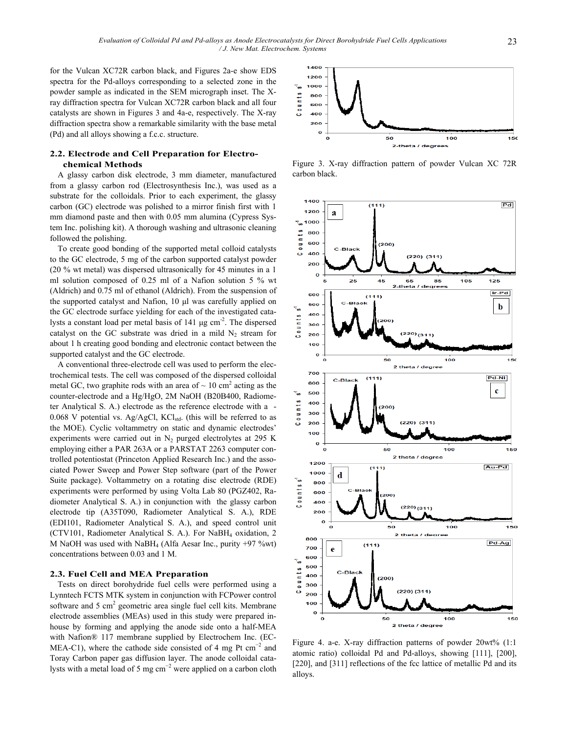for the Vulcan XC72R carbon black, and Figures 2a-e show EDS spectra for the Pd-alloys corresponding to a selected zone in the powder sample as indicated in the SEM micrograph inset. The X-ray diffraction spectra for Vulcan XC72R carbon black and all four catalysts are shown in Figures 3 and 4a-e, respectively. The X-ray diffraction spectra show a remarkable similarity with the base metal (Pd) and all alloys showing a f.c.c. structure.

## 2.2. Electrode and Cell Preparation for Electrochemical Methods

A glassy carbon disk electrode, 3 mm diameter, manufactured from a glassy carbon rod (Electrosynthesis Inc.), was used as a substrate for the colloidals. Prior to each experiment, the glassy carbon (GC) electrode was polished to a mirror finish first with 1 mm diamond paste and then with 0.05 mm alumina (Cypress System Inc. polishing kit). A thorough washing and ultrasonic cleaning followed the polishing.

To create good bonding of the supported metal colloid catalysts to the GC electrode, 5 mg of the carbon supported catalyst powder (20 % wt metal) was dispersed ultrasonically for 45 minutes in a 1 ml solution composed of 0.25 ml of a Nafion solution 5 % wt (Aldrich) and 0.75 ml of ethanol (Aldrich). From the suspension of the supported catalyst and Nafion, 10 μl was carefully applied on the GC electrode surface yielding for each of the investigated catalysts a constant load per metal basis of 141 μg $cm^{-2}$. The dispersed catalyst on the GC substrate was dried in a mild $N_2$ stream for about 1 h creating good bonding and electronic contact between the supported catalyst and the GC electrode.

A conventional three-electrode cell was used to perform the electrochemical tests. The cell was composed of the dispersed colloidal metal GC, two graphite rods with an area of ~ 10 $cm^2$ acting as the counter-electrode and a Hg/HgO, 2M NaOH (B20B400, Radiometer Analytical S. A.) electrode as the reference electrode with a -0.068 V potential vs. Ag/AgCl, $KCl_{std}$. (this will be referred to as the MOE). Cyclic voltammetry on static and dynamic electrodes' experiments were carried out in $N_2$ purged electrolytes at 295 K employing either a PAR 263A or a PARSTAT 2263 computer controlled potentiostat (Princeton Applied Research Inc.) and the associated Power Sweep and Power Step software (part of the Power Suite package). Voltammetry on a rotating disc electrode (RDE) experiments were performed by using Volta Lab 80 (PGZ402, Radiometer Analytical S. A.) in conjunction with the glassy carbon electrode tip (A35T090, Radiometer Analytical S. A.), RDE (EDI101, Radiometer Analytical S. A.), and speed control unit (CTV101, Radiometer Analytical S. A.). For $NaBH_4$ oxidation, 2 M NaOH was used with $NaBH_4$ (Alfa Aesar Inc., purity +97 %wt) concentrations between 0.03 and 1 M.

## 2.3. Fuel Cell and MEA Preparation

Tests on direct borohydride fuel cells were performed using a Lynntech FCTS MTK system in conjunction with FCPower control software and 5 $cm^2$ geometric area single fuel cell kits. Membrane electrode assemblies (MEAs) used in this study were prepared in-house by forming and applying the anode side onto a half-MEA with Nafion® 117 membrane supplied by Electrochem Inc. (EC-MEA-C1), where the cathode side consisted of 4 mg Pt $cm^{-2}$ and Toray Carbon paper gas diffusion layer. The anode colloidal catalysts with a metal load of 5 mg $cm^{-2}$ were applied on a carbon cloth

Figure 3. X-ray diffraction pattern of powder Vulcan XC 72R carbon black.

Figure 4. a-e. X-ray diffraction patterns of powder 20wt% (1:1 atomic ratio) colloidal Pd and Pd-alloys, showing [111], [200], [220], and [311] reflections of the fcc lattice of metallic Pd and its alloys.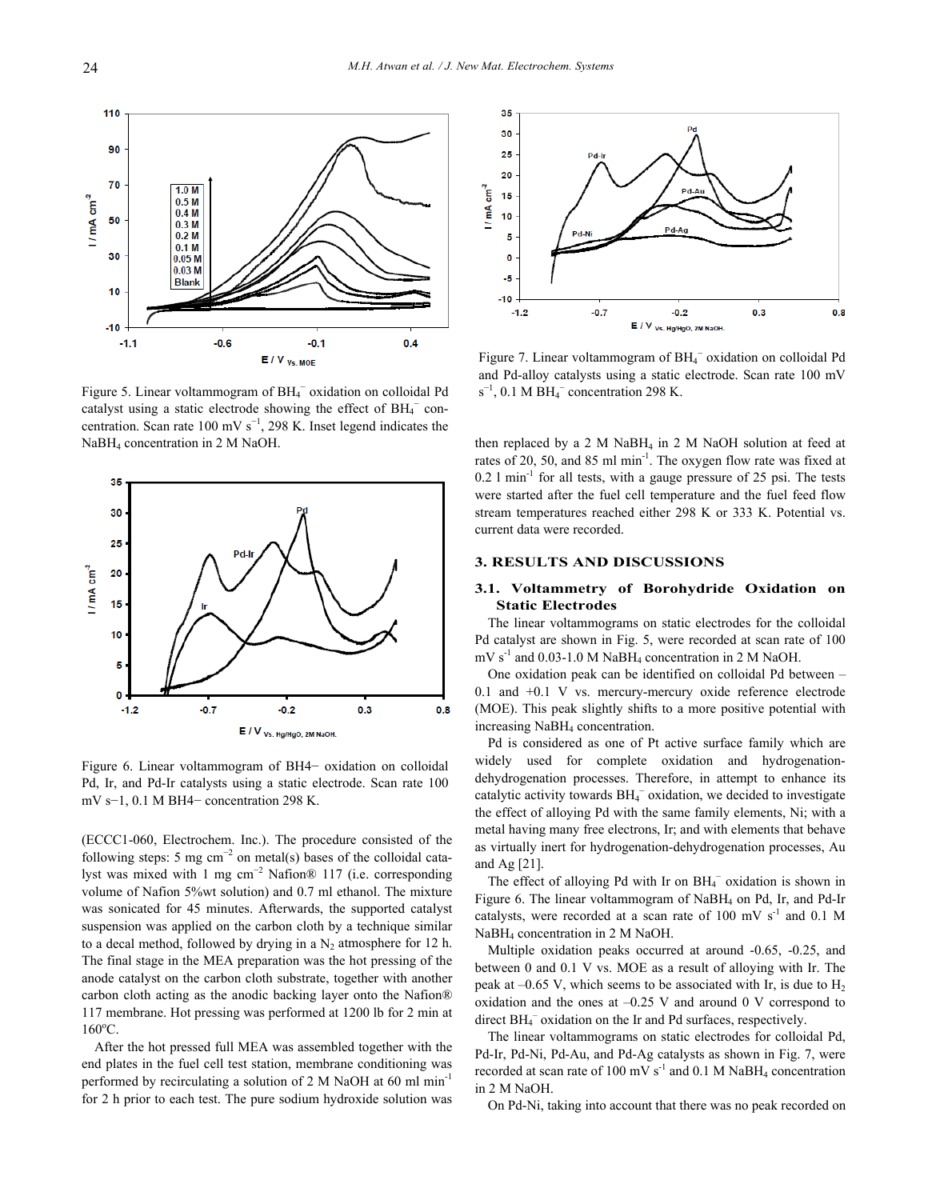Figure 5. Linear voltammogram of $BH_4^-$ oxidation on colloidal Pd catalyst using a static electrode showing the effect of $BH_4^-$ concentration. Scan rate 100 mV $s^{-1}$, 298 K. Inset legend indicates the $NaBH_4$ concentration in 2 M NaOH.

Figure 6. Linear voltammogram of BH4− oxidation on colloidal Pd, Ir, and Pd-Ir catalysts using a static electrode. Scan rate 100 mV s−1, 0.1 M BH4− concentration 298 K.

(ECCC1-060, Electrochem. Inc.). The procedure consisted of the following steps: 5 mg $cm^{-2}$ on metal(s) bases of the colloidal catalyst was mixed with 1 mg $cm^{-2}$ Nafion® 117 (i.e. corresponding volume of Nafion 5%wt solution) and 0.7 ml ethanol. The mixture was sonicated for 45 minutes. Afterwards, the supported catalyst suspension was applied on the carbon cloth by a technique similar to a decal method, followed by drying in a $N_2$ atmosphere for 12 h. The final stage in the MEA preparation was the hot pressing of the anode catalyst on the carbon cloth substrate, together with another carbon cloth acting as the anodic backing layer onto the Nafion® 117 membrane. Hot pressing was performed at 1200 lb for 2 min at 160ºC.

After the hot pressed full MEA was assembled together with the end plates in the fuel cell test station, membrane conditioning was performed by recirculating a solution of 2 M NaOH at 60 ml $min^{-1}$ for 2 h prior to each test. The pure sodium hydroxide solution was

Figure 7. Linear voltammogram of $BH_4^-$ oxidation on colloidal Pd and Pd-alloy catalysts using a static electrode. Scan rate 100 mV $s^{-1}$, 0.1 M $BH_4^-$ concentration 298 K.

then replaced by a 2 M $NaBH_4$ in 2 M NaOH solution at feed at rates of 20, 50, and 85 ml $min^{-1}$. The oxygen flow rate was fixed at 0.2 l $min^{-1}$ for all tests, with a gauge pressure of 25 psi. The tests were started after the fuel cell temperature and the fuel feed flow stream temperatures reached either 298 K or 333 K. Potential vs. current data were recorded.

## 3. RESULTS AND DISCUSSIONS

### 3.1. Voltammetry of Borohydride Oxidation on Static Electrodes

The linear voltammograms on static electrodes for the colloidal Pd catalyst are shown in Fig. 5, were recorded at scan rate of 100 mV $s^{-1}$ and 0.03-1.0 M $NaBH_4$ concentration in 2 M NaOH.

One oxidation peak can be identified on colloidal Pd between –0.1 and +0.1 V vs. mercury-mercury oxide reference electrode (MOE). This peak slightly shifts to a more positive potential with increasing $NaBH_4$ concentration.

Pd is considered as one of Pt active surface family which are widely used for complete oxidation and hydrogenation-dehydrogenation processes. Therefore, in attempt to enhance its catalytic activity towards $BH_4^-$ oxidation, we decided to investigate the effect of alloying Pd with the same family elements, Ni; with a metal having many free electrons, Ir; and with elements that behave as virtually inert for hydrogenation-dehydrogenation processes, Au and Ag [21].

The effect of alloying Pd with Ir on $BH_4^-$ oxidation is shown in Figure 6. The linear voltammograms of $NaBH_4$ on Pd, Ir, and Pd-Ir catalysts, were recorded at a scan rate of 100 mV $s^{-1}$ and 0.1 M $NaBH_4$ concentration in 2 M NaOH.

Multiple oxidation peaks occurred at around -0.65, -0.25, and between 0 and 0.1 V vs. MOE as a result of alloying with Ir. The peak at –0.65 V, which seems to be associated with Ir, is due to $H_2$ oxidation and the ones at –0.25 V and around 0 V correspond to direct $BH_4^-$ oxidation on the Ir and Pd surfaces, respectively.

The linear voltammograms on static electrodes for colloidal Pd, Pd-Ir, Pd-Ni, Pd-Au, and Pd-Ag catalysts as shown in Fig. 7, were recorded at scan rate of 100 mV $s^{-1}$ and 0.1 M $NaBH_4$ concentration in 2 M NaOH.

On Pd-Ni, taking into account that there was no peak recorded on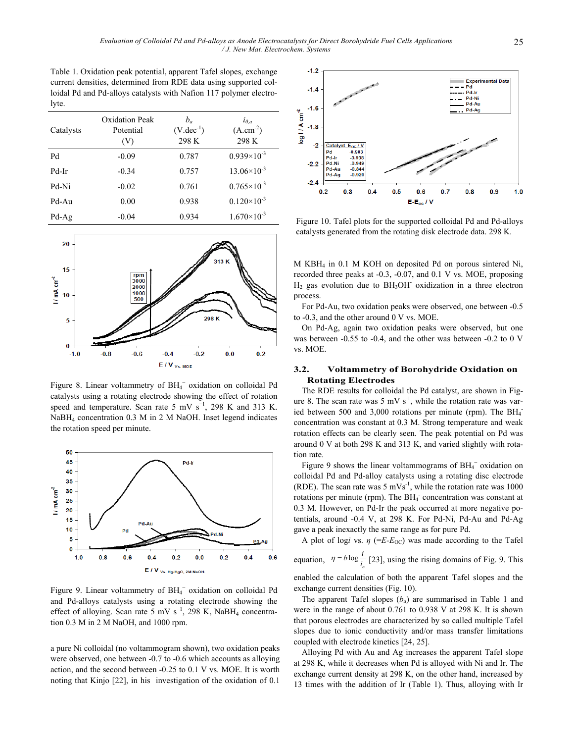Table 1. Oxidation peak potential, apparent Tafel slopes, exchange current densities, determined from RDE data using supported colloidal Pd and Pd-alloys catalysts with Nafion 117 polymer electrolyte.

| Catalysts | Oxidation Peak Potential (V) | $b_a$ ($V.dec^{-1}$) 298 K | $i_{0,a}$ ($A.cm^{-2}$) 298 K |
|---|---|---|---|
| Pd | -0.09 | 0.787 | $0.939\times10^{-3}$ |
| Pd-Ir | -0.34 | 0.757 | $13.06\times10^{-3}$ |
| Pd-Ni | -0.02 | 0.761 | $0.765\times10^{-3}$ |
| Pd-Au | 0.00 | 0.938 | $0.120\times10^{-3}$ |
| Pd-Ag | -0.04 | 0.934 | $1.670\times10^{-3}$ |

Figure 8. Linear voltammetry of $BH_4^-$ oxidation on colloidal Pd catalysts using a rotating electrode showing the effect of rotation speed and temperature. Scan rate 5 mV $s^{-1}$, 298 K and 313 K. $NaBH_4$ concentration 0.3 M in 2 M NaOH. Inset legend indicates the rotation speed per minute.

Figure 9. Linear voltammetry of $BH_4^-$ oxidation on colloidal Pd and Pd-alloys catalysts using a rotating electrode showing the effect of alloying. Scan rate 5 mV $s^{-1}$, 298 K, $NaBH_4$ concentration 0.3 M in 2 M NaOH, and 1000 rpm.

a pure Ni colloidal (no voltammogram shown), two oxidation peaks were observed, one between -0.7 to -0.6 which accounts as alloying action, and the second between -0.25 to 0.1 V vs. MOE. It is worth noting that Kinjo [22], in his investigation of the oxidation of 0.1 M $KBH_4$ in 0.1 M KOH on deposited Pd on porous sintered Ni, recorded three peaks at -0.3, -0.07, and 0.1 V vs. MOE, proposing $H_2$ gas evolution due to $BH_3OH^-$ oxidization in a three electron process.

Figure 10. Tafel plots for the supported colloidal Pd and Pd-alloys catalysts generated from the rotating disk electrode data. 298 K.

For Pd-Au, two oxidation peaks were observed, one between -0.5 to -0.3, and the other around 0 V vs. MOE.

On Pd-Ag, again two oxidation peaks were observed, but one was between -0.55 to -0.4, and the other was between -0.2 to 0 V vs. MOE.

## 3.2. Voltammetry of Borohydride Oxidation on Rotating Electrodes

The RDE results for colloidal the Pd catalyst, are shown in Figure 8. The scan rate was 5 mV $s^{-1}$, while the rotation rate was varied between 500 and 3,000 rotations per minute (rpm). The $BH_4^-$ concentration was constant at 0.3 M. Strong temperature and weak rotation effects can be clearly seen. The peak potential on Pd was around 0 V at both 298 K and 313 K, and varied slightly with rotation rate.

Figure 9 shows the linear voltammograms of $BH_4^-$ oxidation on colloidal Pd and Pd-alloy catalysts using a rotating disc electrode (RDE). The scan rate was 5 $mVs^{-1}$, while the rotation rate was 1000 rotations per minute (rpm). The $BH_4^-$ concentration was constant at 0.3 M. However, on Pd-Ir the peak occurred at more negative potentials, around -0.4 V, at 298 K. For Pd-Ni, Pd-Au and Pd-Ag gave a peak inexactly the same range as for pure Pd.

A plot of log$i$ vs. $\eta$ (=$E$-$E_{OC}$) was made according to the Tafel equation, $\eta = b\log\frac{i}{i_o}$ [23], using the rising domains of Fig. 9. This enabled the calculation of both the apparent Tafel slopes and the exchange current densities (Fig. 10).

The apparent Tafel slopes ($b_a$) are summarised in Table 1 and were in the range of about 0.761 to 0.938 V at 298 K. It is shown that porous electrodes are characterized by so called multiple Tafel slopes due to ionic conductivity and/or mass transfer limitations coupled with electrode kinetics [24, 25].

Alloying Pd with Au and Ag increases the apparent Tafel slope at 298 K, while it decreases when Pd is alloyed with Ni and Ir. The exchange current density at 298 K, on the other hand, increased by 13 times with the addition of Ir (Table 1). Thus, alloying with Ir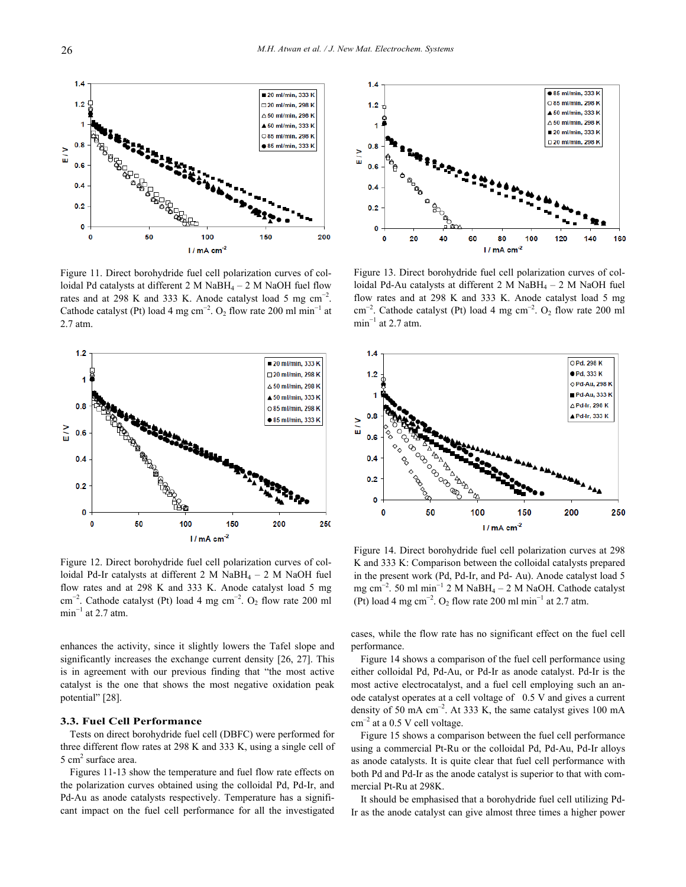Figure 11. Direct borohydride fuel cell polarization curves of colloidal Pd catalysts at different 2 M $NaBH_4$ – 2 M NaOH fuel flow rates and at 298 K and 333 K. Anode catalyst load 5 mg $cm^{-2}$. Cathode catalyst (Pt) load 4 mg $cm^{-2}$. $O_2$ flow rate 200 ml $min^{-1}$ at 2.7 atm.

Figure 13. Direct borohydride fuel cell polarization curves of colloidal Pd-Au catalysts at different 2 M $NaBH_4$ – 2 M NaOH fuel flow rates and at 298 K and 333 K. Anode catalyst load 5 mg $cm^{-2}$. Cathode catalyst (Pt) load 4 mg $cm^{-2}$. $O_2$ flow rate 200 ml $min^{-1}$ at 2.7 atm.

Figure 12. Direct borohydride fuel cell polarization curves of colloidal Pd-Ir catalysts at different 2 M $NaBH_4$ – 2 M NaOH fuel flow rates and at 298 K and 333 K. Anode catalyst load 5 mg $cm^{-2}$. Cathode catalyst (Pt) load 4 mg $cm^{-2}$. $O_2$ flow rate 200 ml $min^{-1}$ at 2.7 atm.

Figure 14. Direct borohydride fuel cell polarization curves at 298 K and 333 K: Comparison between the colloidal catalysts prepared in the present work (Pd, Pd-Ir, and Pd- Au). Anode catalyst load 5 mg $cm^{-2}$. 50 ml $min^{-1}$ 2 M $NaBH_4$ – 2 M NaOH. Cathode catalyst (Pt) load 4 mg $cm^{-2}$. $O_2$ flow rate 200 ml $min^{-1}$ at 2.7 atm.

enhances the activity, since it slightly lowers the Tafel slope and significantly increases the exchange current density [26, 27]. This is in agreement with our previous finding that "the most active catalyst is the one that shows the most negative oxidation peak potential" [28].

### 3.3. Fuel Cell Performance

Tests on direct borohydride fuel cell (DBFC) were performed for three different flow rates at 298 K and 333 K, using a single cell of 5 $cm^2$ surface area.

Figures 11-13 show the temperature and fuel flow rate effects on the polarization curves obtained using the colloidal Pd, Pd-Ir, and Pd-Au as anode catalysts respectively. Temperature has a significant impact on the fuel cell performance for all the investigated cases, while the flow rate has no significant effect on the fuel cell performance.

Figure 14 shows a comparison of the fuel cell performance using either colloidal Pd, Pd-Au, or Pd-Ir as anode catalyst. Pd-Ir is the most active electrocatalyst, and a fuel cell employing such an anode catalyst operates at a cell voltage of 0.5 V and gives a current density of 50 mA $cm^{-2}$. At 333 K, the same catalyst gives 100 mA $cm^{-2}$ at a 0.5 V cell voltage.

Figure 15 shows a comparison between the fuel cell performance using a commercial Pt-Ru or the colloidal Pd, Pd-Au, Pd-Ir alloys as anode catalysts. It is quite clear that fuel cell performance with both Pd and Pd-Ir as the anode catalyst is superior to that with commercial Pt-Ru at 298K.

It should be emphasised that a borohydride fuel cell utilizing Pd-Ir as the anode catalyst can give almost three times a higher power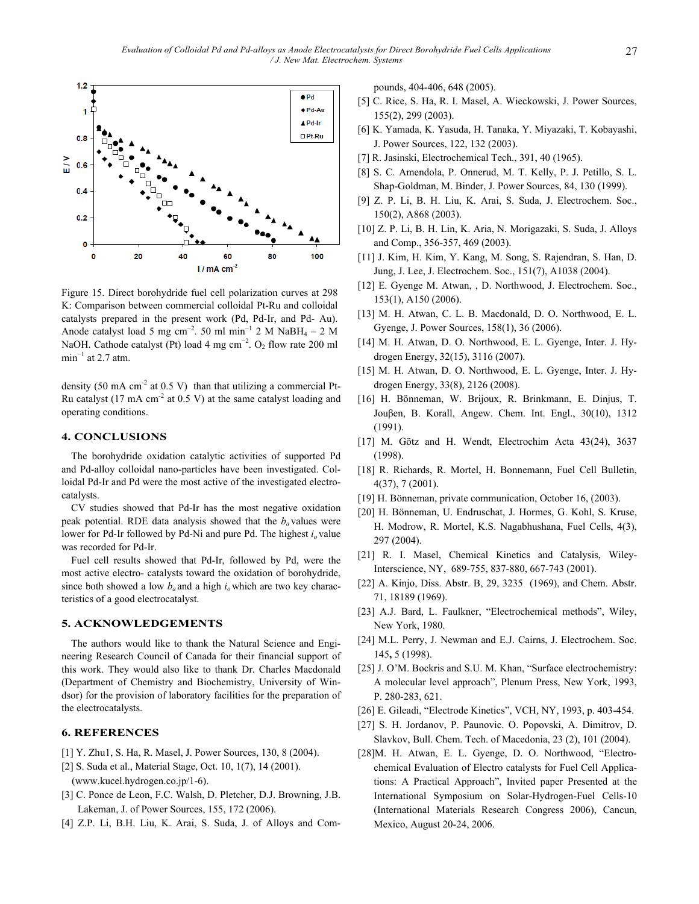1.2
1
0.8
0.6
0.4
0.2
0
E / V
0 20 40 60 80 100
I / mA cm$^{-2}$
Pd
Pd-Au
Pd-Ir
Pt-Ru

Figure 15. Direct borohydride fuel cell polarization curves at 298 K: Comparison between commercial colloidal Pt-Ru and colloidal catalysts prepared in the present work (Pd, Pd-Ir, and Pd- Au). Anode catalyst load 5 mg cm$^{-2}$. 50 ml min$^{-1}$ 2 M $NaBH_4$ – 2 M NaOH. Cathode catalyst (Pt) load 4 mg cm$^{-2}$. $O_2$ flow rate 200 ml min$^{-1}$ at 2.7 atm.

density (50 mA cm$^{-2}$ at 0.5 V) than that utilizing a commercial Pt-Ru catalyst (17 mA cm$^{-2}$ at 0.5 V) at the same catalyst loading and operating conditions.

## 4. CONCLUSIONS

The borohydride oxidation catalytic activities of supported Pd and Pd-alloy colloidal nano-particles have been investigated. Colloidal Pd-Ir and Pd were the most active of the investigated electro-catalysts.

CV studies showed that Pd-Ir has the most negative oxidation peak potential. RDE data analysis showed that the $b_a$ values were lower for Pd-Ir followed by Pd-Ni and pure Pd. The highest $i_o$ value was recorded for Pd-Ir.

Fuel cell results showed that Pd-Ir, followed by Pd, were the most active electro- catalysts toward the oxidation of borohydride, since both showed a low $b_a$ and a high $i_o$ which are two key characteristics of a good electrocatalyst.

## 5. ACKNOWLEDGEMENTS

The authors would like to thank the Natural Science and Engineering Research Council of Canada for their financial support of this work. They would also like to thank Dr. Charles Macdonald (Department of Chemistry and Biochemistry, University of Windsor) for the provision of laboratory facilities for the preparation of the electrocatalysts.

## 6. REFERENCES

[1] Y. Zhu1, S. Ha, R. Masel, J. Power Sources, 130, 8 (2004).

[2] S. Suda et al., Material Stage, Oct. 10, 1(7), 14 (2001). (www.kucel.hydrogen.co.jp/1-6).

[3] C. Ponce de Leon, F.C. Walsh, D. Pletcher, D.J. Browning, J.B. Lakeman, J. of Power Sources, 155, 172 (2006).

[4] Z.P. Li, B.H. Liu, K. Arai, S. Suda, J. of Alloys and Compounds, 404-406, 648 (2005).

[5] C. Rice, S. Ha, R. I. Masel, A. Wieckowski, J. Power Sources, 155(2), 299 (2003).

[6] K. Yamada, K. Yasuda, H. Tanaka, Y. Miyazaki, T. Kobayashi, J. Power Sources, 122, 132 (2003).

[7] R. Jasinski, Electrochemical Tech., 391, 40 (1965).

[8] S. C. Amendola, P. Onnerud, M. T. Kelly, P. J. Petillo, S. L. Shap-Goldman, M. Binder, J. Power Sources, 84, 130 (1999).

[9] Z. P. Li, B. H. Liu, K. Arai, S. Suda, J. Electrochem. Soc., 150(2), A868 (2003).

[10] Z. P. Li, B. H. Lin, K. Aria, N. Morigazaki, S. Suda, J. Alloys and Comp., 356-357, 469 (2003).

[11] J. Kim, H. Kim, Y. Kang, M. Song, S. Rajendran, S. Han, D. Jung, J. Lee, J. Electrochem. Soc., 151(7), A1038 (2004).

[12] E. Gyenge M. Atwan, , D. Northwood, J. Electrochem. Soc., 153(1), A150 (2006).

[13] M. H. Atwan, C. L. B. Macdonald, D. O. Northwood, E. L. Gyenge, J. Power Sources, 158(1), 36 (2006).

[14] M. H. Atwan, D. O. Northwood, E. L. Gyenge, Inter. J. Hydrogen Energy, 32(15), 3116 (2007).

[15] M. H. Atwan, D. O. Northwood, E. L. Gyenge, Inter. J. Hydrogen Energy, 33(8), 2126 (2008).

[16] H. Bönneman, W. Brijoux, R. Brinkmann, E. Dinjus, T. Jouβen, B. Korall, Angew. Chem. Int. Engl., 30(10), 1312 (1991).

[17] M. Götz and H. Wendt, Electrochim Acta 43(24), 3637 (1998).

[18] R. Richards, R. Mortel, H. Bonnemann, Fuel Cell Bulletin, 4(37), 7 (2001).

[19] H. Bönneman, private communication, October 16, (2003).

[20] H. Bönneman, U. Endruschat, J. Hormes, G. Kohl, S. Kruse, H. Modrow, R. Mortel, K.S. Nagabhushana, Fuel Cells, 4(3), 297 (2004).

[21] R. I. Masel, Chemical Kinetics and Catalysis, Wiley-Interscience, NY, 689-755, 837-880, 667-743 (2001).

[22] A. Kinjo, Diss. Abstr. B, 29, 3235 (1969), and Chem. Abstr. 71, 18189 (1969).

[23] A.J. Bard, L. Faulkner, "Electrochemical methods", Wiley, New York, 1980.

[24] M.L. Perry, J. Newman and E.J. Cairns, J. Electrochem. Soc. 145**,** 5 (1998).

[25] J. O'M. Bockris and S.U. M. Khan, "Surface electrochemistry: A molecular level approach", Plenum Press, New York, 1993, P. 280-283, 621.

[26] E. Gileadi, "Electrode Kinetics", VCH, NY, 1993, p. 403-454.

[27] S. H. Jordanov, P. Paunovic. O. Popovski, A. Dimitrov, D. Slavkov, Bull. Chem. Tech. of Macedonia, 23 (2), 101 (2004).

[28]M. H. Atwan, E. L. Gyenge, D. O. Northwood, "Electrochemical Evaluation of Electro catalysts for Fuel Cell Applications: A Practical Approach", Invited paper Presented at the International Symposium on Solar-Hydrogen-Fuel Cells-10 (International Materials Research Congress 2006), Cancun, Mexico, August 20-24, 2006.